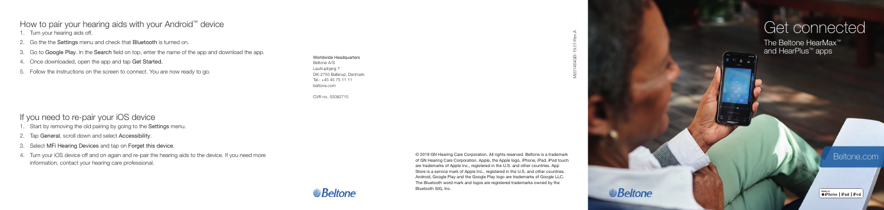## How to pair your hearing aids with your Android™ device

1. Turn your hearing aids off.
2. Go the the Settings menu and check that Bluetooth is turned on.
3. Go to Google Play. In the Search field on top, enter the name of the app and download the app.
4. Once downloaded, open the app and tap Get Started.
5. Follow the instructions on the screen to connect. You are now ready to go.

## If you need to re-pair your iOS device

1. Start by removing the old pairing by going to the Settings menu.
2. Tap General, scroll down and select Accessibility.
3. Select MFi Hearing Devices and tap on Forget this device.
4. Turn your iOS device off and on again and re-pair the hearing aids to the device. If you need more information, contact your hearing care professional.

Worldwide Headquarters
Beltone A/S
Lautrupbjerg 7
DK-2750 Ballerup, Denmark
Tel.: +45 45 75 11 11
beltone.com

CVR no. 55082715

Beltone

© 2019 GN Hearing Care Corporation. All rights reserved. Beltone is a trademark of GN Hearing Care Corporation. Apple, the Apple logo, iPhone, iPad, iPod touch are trademarks of Apple Inc., registered in the U.S. and other countries. App Store is a service mark of Apple Inc., registered in the U.S. and other countries. Android, Google Play and the Google Play logo are trademarks of Google LLC. The Bluetooth word mark and logos are registered trademarks owned by the Bluetooth SIG, Inc.

M201464GB-19.01-Rev.A

# Get connected

The Beltone HearMax™ and HearPlus™ apps

Beltone.com

Beltone

Made for iPhone | iPad | iPod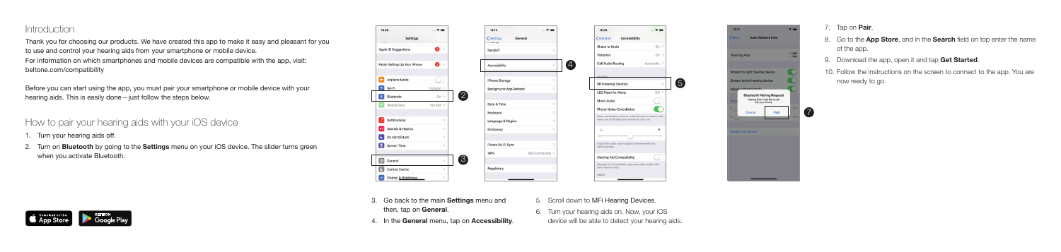# Introduction

Thank you for choosing our products. We have created this app to make it easy and pleasant for you to use and control your hearing aids from your smartphone or mobile device.
For information on which smartphones and mobile devices are compatible with the app, visit: beltone.com/compatibility

Before you can start using the app, you must pair your smartphone or mobile device with your hearing aids. This is easily done – just follow the steps below.

## How to pair your hearing aids with your iOS device

1. Turn your hearing aids off.
2. Turn on **Bluetooth** by going to the **Settings** menu on your iOS device. The slider turns green when you activate Bluetooth.
3. Go back to the main **Settings** menu and then, tap on **General**.
4. In the **General** menu, tap on **Accessibility**.
5. Scroll down to MFi Hearing Devices.
6. Turn your hearing aids on. Now, your iOS device will be able to detect your hearing aids.
7. Tap on **Pair**.
8. Go to the **App Store**, and in the **Search** field on top enter the name of the app.
9. Download the app, open it and tap **Get Started**.
10. Follow the instructions on the screen to connect to the app. You are now ready to go.